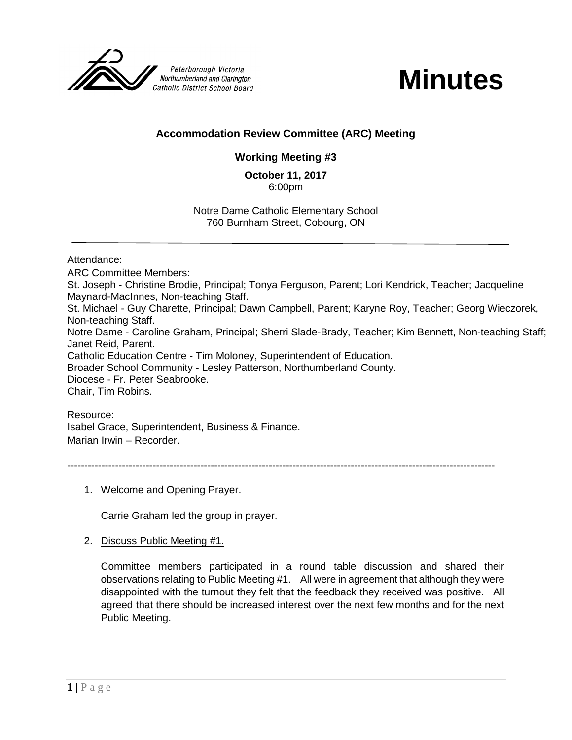Peterborough Victoria Northumberland and Clarington Catholic District School Board

# Minutes

## Accommodation Review Committee (ARC) Meeting

### Working Meeting #3

**October 11, 2017**
6:00pm

Notre Dame Catholic Elementary School
760 Burnham Street, Cobourg, ON

---

Attendance:

ARC Committee Members:
St. Joseph - Christine Brodie, Principal; Tonya Ferguson, Parent; Lori Kendrick, Teacher; Jacqueline Maynard-MacInnes, Non-teaching Staff.
St. Michael - Guy Charette, Principal; Dawn Campbell, Parent; Karyne Roy, Teacher; Georg Wieczorek, Non-teaching Staff.
Notre Dame - Caroline Graham, Principal; Sherri Slade-Brady, Teacher; Kim Bennett, Non-teaching Staff; Janet Reid, Parent.
Catholic Education Centre - Tim Moloney, Superintendent of Education.
Broader School Community - Lesley Patterson, Northumberland County.
Diocese - Fr. Peter Seabrooke.
Chair, Tim Robins.

Resource:
Isabel Grace, Superintendent, Business & Finance.
Marian Irwin – Recorder.

---

1. Welcome and Opening Prayer.

   Carrie Graham led the group in prayer.

2. Discuss Public Meeting #1.

   Committee members participated in a round table discussion and shared their observations relating to Public Meeting #1. All were in agreement that although they were disappointed with the turnout they felt that the feedback they received was positive. All agreed that there should be increased interest over the next few months and for the next Public Meeting.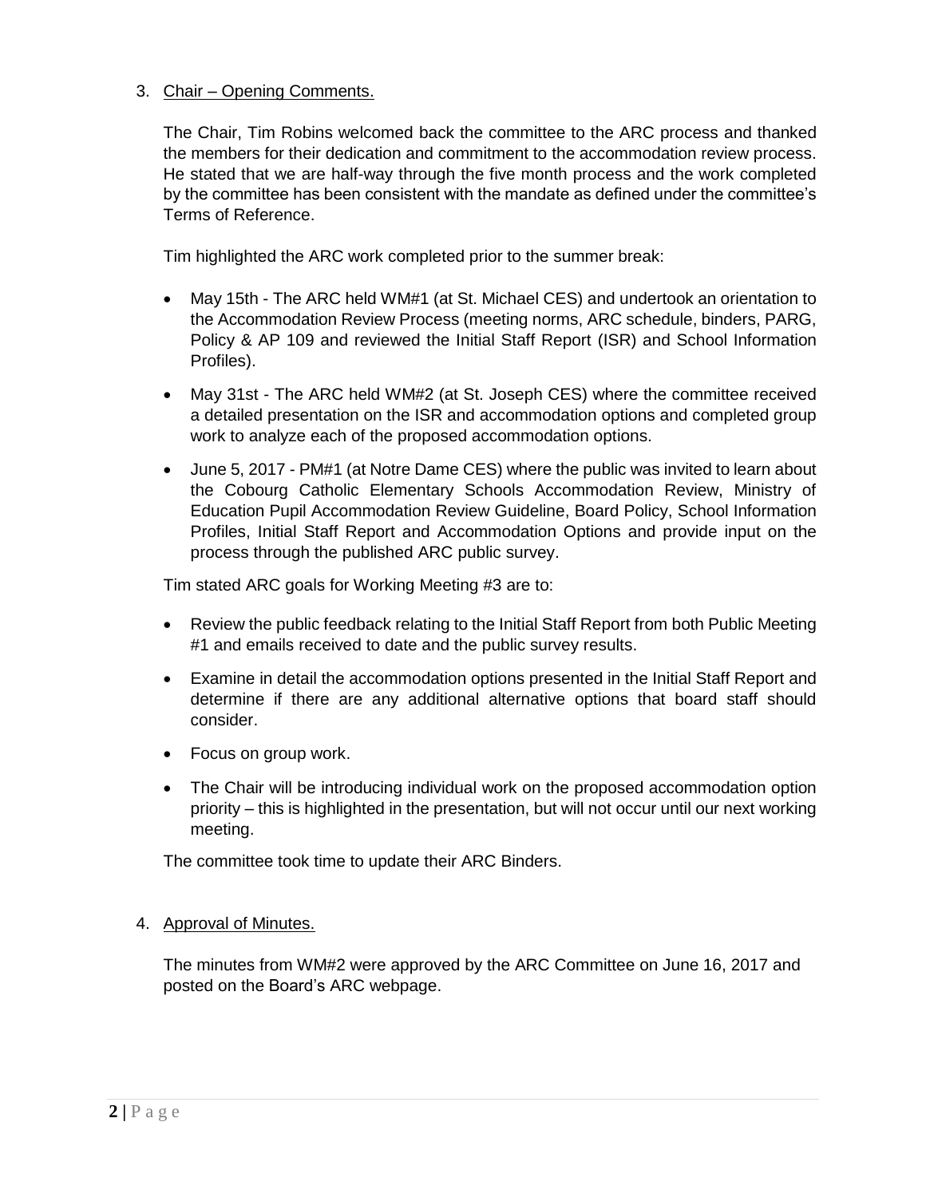3. Chair – Opening Comments.

   The Chair, Tim Robins welcomed back the committee to the ARC process and thanked the members for their dedication and commitment to the accommodation review process. He stated that we are half-way through the five month process and the work completed by the committee has been consistent with the mandate as defined under the committee's Terms of Reference.

   Tim highlighted the ARC work completed prior to the summer break:

   - May 15th - The ARC held WM#1 (at St. Michael CES) and undertook an orientation to the Accommodation Review Process (meeting norms, ARC schedule, binders, PARG, Policy & AP 109 and reviewed the Initial Staff Report (ISR) and School Information Profiles).
   - May 31st - The ARC held WM#2 (at St. Joseph CES) where the committee received a detailed presentation on the ISR and accommodation options and completed group work to analyze each of the proposed accommodation options.
   - June 5, 2017 - PM#1 (at Notre Dame CES) where the public was invited to learn about the Cobourg Catholic Elementary Schools Accommodation Review, Ministry of Education Pupil Accommodation Review Guideline, Board Policy, School Information Profiles, Initial Staff Report and Accommodation Options and provide input on the process through the published ARC public survey.

   Tim stated ARC goals for Working Meeting #3 are to:

   - Review the public feedback relating to the Initial Staff Report from both Public Meeting #1 and emails received to date and the public survey results.
   - Examine in detail the accommodation options presented in the Initial Staff Report and determine if there are any additional alternative options that board staff should consider.
   - Focus on group work.
   - The Chair will be introducing individual work on the proposed accommodation option priority – this is highlighted in the presentation, but will not occur until our next working meeting.

   The committee took time to update their ARC Binders.

4. Approval of Minutes.

   The minutes from WM#2 were approved by the ARC Committee on June 16, 2017 and posted on the Board's ARC webpage.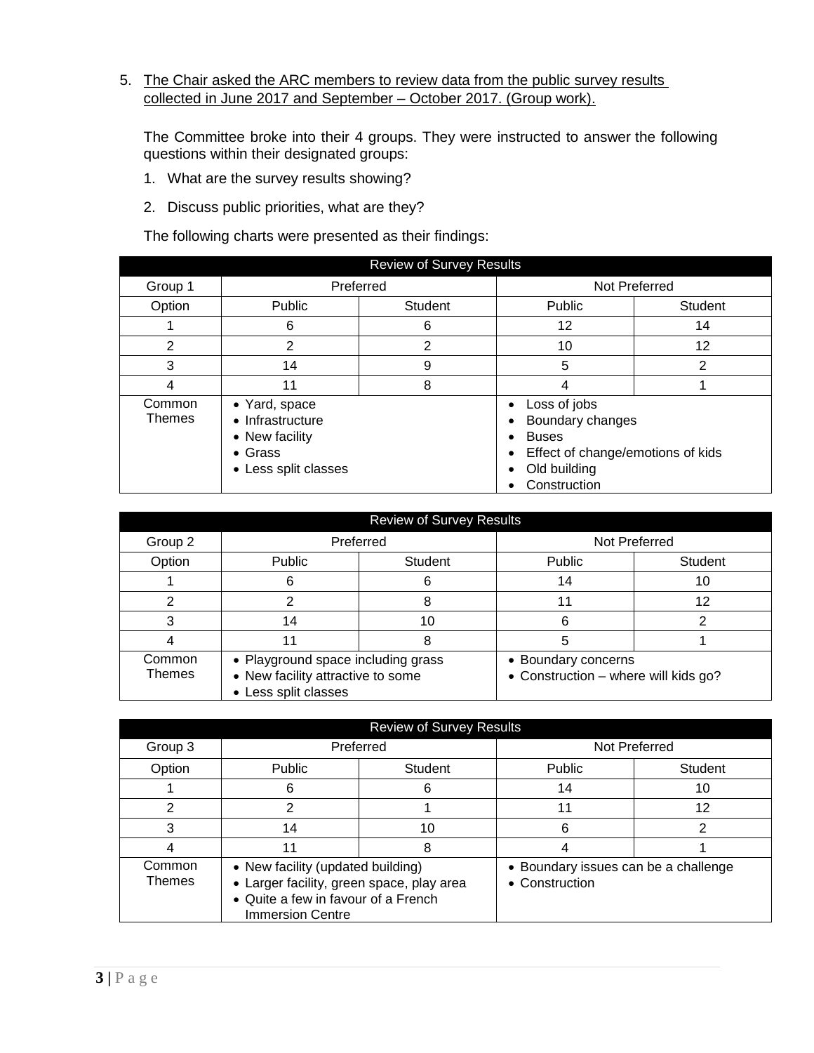5. The Chair asked the ARC members to review data from the public survey results collected in June 2017 and September – October 2017. (Group work).

   The Committee broke into their 4 groups. They were instructed to answer the following questions within their designated groups:

   1. What are the survey results showing?
   2. Discuss public priorities, what are they?

   The following charts were presented as their findings:

| Review of Survey Results | | | | |
|---|---|---|---|---|
| Group 1 | Preferred | | Not Preferred | |
| Option | Public | Student | Public | Student |
| 1 | 6 | 6 | 12 | 14 |
| 2 | 2 | 2 | 10 | 12 |
| 3 | 14 | 9 | 5 | 2 |
| 4 | 11 | 8 | 4 | 1 |
| Common Themes | • Yard, space<br>• Infrastructure<br>• New facility<br>• Grass<br>• Less split classes | | • Loss of jobs<br>• Boundary changes<br>• Buses<br>• Effect of change/emotions of kids<br>• Old building<br>• Construction | |

| Review of Survey Results | | | | |
|---|---|---|---|---|
| Group 2 | Preferred | | Not Preferred | |
| Option | Public | Student | Public | Student |
| 1 | 6 | 6 | 14 | 10 |
| 2 | 2 | 8 | 11 | 12 |
| 3 | 14 | 10 | 6 | 2 |
| 4 | 11 | 8 | 5 | 1 |
| Common Themes | • Playground space including grass<br>• New facility attractive to some<br>• Less split classes | | • Boundary concerns<br>• Construction – where will kids go? | |

| Review of Survey Results | | | | |
|---|---|---|---|---|
| Group 3 | Preferred | | Not Preferred | |
| Option | Public | Student | Public | Student |
| 1 | 6 | 6 | 14 | 10 |
| 2 | 2 | 1 | 11 | 12 |
| 3 | 14 | 10 | 6 | 2 |
| 4 | 11 | 8 | 4 | 1 |
| Common Themes | • New facility (updated building)<br>• Larger facility, green space, play area<br>• Quite a few in favour of a French Immersion Centre | | • Boundary issues can be a challenge<br>• Construction | |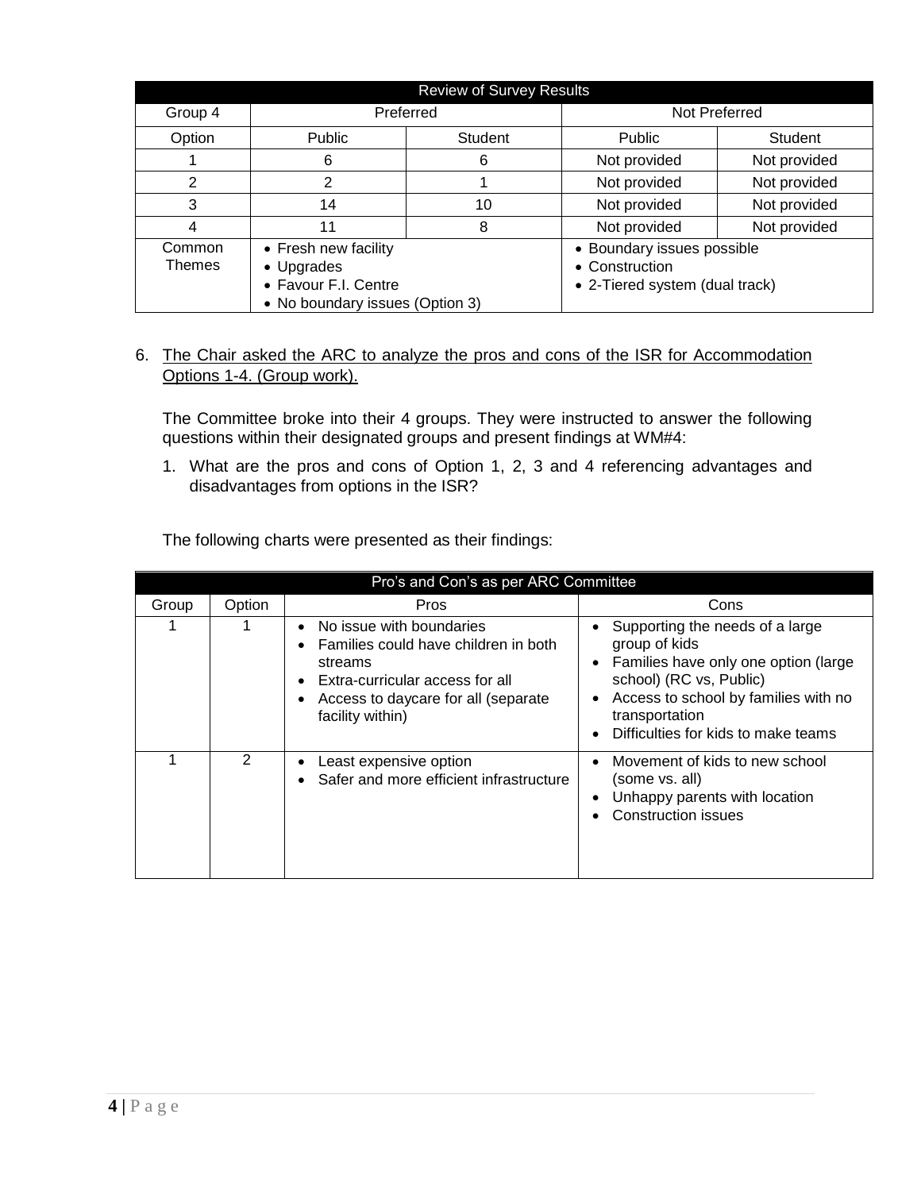| Review of Survey Results | | | | |
|---|---|---|---|---|
| Group 4 | Preferred | | Not Preferred | |
| Option | Public | Student | Public | Student |
| 1 | 6 | 6 | Not provided | Not provided |
| 2 | 2 | 1 | Not provided | Not provided |
| 3 | 14 | 10 | Not provided | Not provided |
| 4 | 11 | 8 | Not provided | Not provided |
| Common Themes | • Fresh new facility<br>• Upgrades<br>• Favour F.I. Centre<br>• No boundary issues (Option 3) | | • Boundary issues possible<br>• Construction<br>• 2-Tiered system (dual track) | |

6. <u>The Chair asked the ARC to analyze the pros and cons of the ISR for Accommodation Options 1-4. (Group work).</u>

   The Committee broke into their 4 groups. They were instructed to answer the following questions within their designated groups and present findings at WM#4:

   1. What are the pros and cons of Option 1, 2, 3 and 4 referencing advantages and disadvantages from options in the ISR?

   The following charts were presented as their findings:

| Pro's and Con's as per ARC Committee | | | |
|---|---|---|---|
| Group | Option | Pros | Cons |
| 1 | 1 | • No issue with boundaries<br>• Families could have children in both streams<br>• Extra-curricular access for all<br>• Access to daycare for all (separate facility within) | • Supporting the needs of a large group of kids<br>• Families have only one option (large school) (RC vs, Public)<br>• Access to school by families with no transportation<br>• Difficulties for kids to make teams |
| 1 | 2 | • Least expensive option<br>• Safer and more efficient infrastructure | • Movement of kids to new school (some vs. all)<br>• Unhappy parents with location<br>• Construction issues |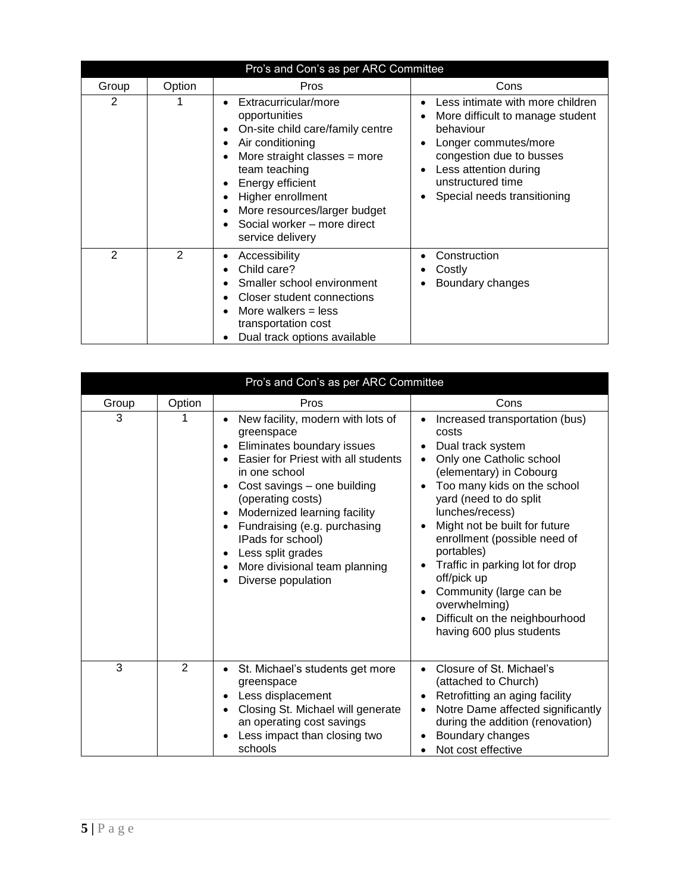| Pro's and Con's as per ARC Committee | | | |
|---|---|---|---|
| Group | Option | Pros | Cons |
| 2 | 1 | • Extracurricular/more opportunities<br>• On-site child care/family centre<br>• Air conditioning<br>• More straight classes = more team teaching<br>• Energy efficient<br>• Higher enrollment<br>• More resources/larger budget<br>• Social worker – more direct service delivery | • Less intimate with more children<br>• More difficult to manage student behaviour<br>• Longer commutes/more congestion due to busses<br>• Less attention during unstructured time<br>• Special needs transitioning |
| 2 | 2 | • Accessibility<br>• Child care?<br>• Smaller school environment<br>• Closer student connections<br>• More walkers = less transportation cost<br>• Dual track options available | • Construction<br>• Costly<br>• Boundary changes |

| Pro's and Con's as per ARC Committee | | | |
|---|---|---|---|
| Group | Option | Pros | Cons |
| 3 | 1 | • New facility, modern with lots of greenspace<br>• Eliminates boundary issues<br>• Easier for Priest with all students in one school<br>• Cost savings – one building (operating costs)<br>• Modernized learning facility<br>• Fundraising (e.g. purchasing IPads for school)<br>• Less split grades<br>• More divisional team planning<br>• Diverse population | • Increased transportation (bus) costs<br>• Dual track system<br>• Only one Catholic school (elementary) in Cobourg<br>• Too many kids on the school yard (need to do split lunches/recess)<br>• Might not be built for future enrollment (possible need of portables)<br>• Traffic in parking lot for drop off/pick up<br>• Community (large can be overwhelming)<br>• Difficult on the neighbourhood having 600 plus students |
| 3 | 2 | • St. Michael's students get more greenspace<br>• Less displacement<br>• Closing St. Michael will generate an operating cost savings<br>• Less impact than closing two schools | • Closure of St. Michael's (attached to Church)<br>• Retrofitting an aging facility<br>• Notre Dame affected significantly during the addition (renovation)<br>• Boundary changes<br>• Not cost effective |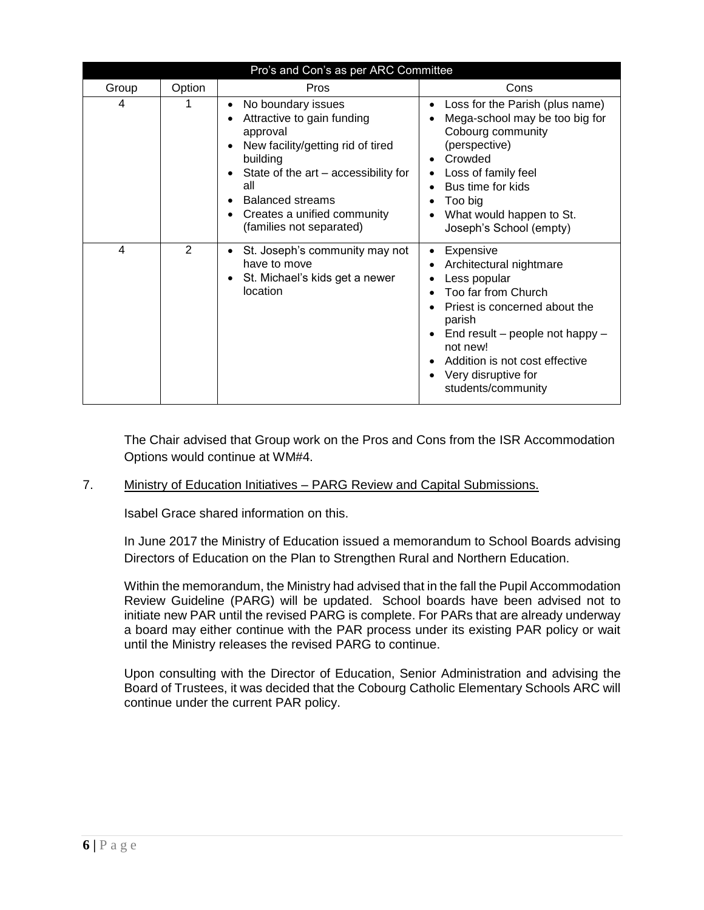| Pro's and Con's as per ARC Committee | | | |
|---|---|---|---|
| Group | Option | Pros | Cons |
| 4 | 1 | • No boundary issues<br>• Attractive to gain funding approval<br>• New facility/getting rid of tired building<br>• State of the art – accessibility for all<br>• Balanced streams<br>• Creates a unified community (families not separated) | • Loss for the Parish (plus name)<br>• Mega-school may be too big for Cobourg community (perspective)<br>• Crowded<br>• Loss of family feel<br>• Bus time for kids<br>• Too big<br>• What would happen to St. Joseph's School (empty) |
| 4 | 2 | • St. Joseph's community may not have to move<br>• St. Michael's kids get a newer location | • Expensive<br>• Architectural nightmare<br>• Less popular<br>• Too far from Church<br>• Priest is concerned about the parish<br>• End result – people not happy – not new!<br>• Addition is not cost effective<br>• Very disruptive for students/community |

The Chair advised that Group work on the Pros and Cons from the ISR Accommodation Options would continue at WM#4.

7. Ministry of Education Initiatives – PARG Review and Capital Submissions.

Isabel Grace shared information on this.

In June 2017 the Ministry of Education issued a memorandum to School Boards advising Directors of Education on the Plan to Strengthen Rural and Northern Education.

Within the memorandum, the Ministry had advised that in the fall the Pupil Accommodation Review Guideline (PARG) will be updated. School boards have been advised not to initiate new PAR until the revised PARG is complete. For PARs that are already underway a board may either continue with the PAR process under its existing PAR policy or wait until the Ministry releases the revised PARG to continue.

Upon consulting with the Director of Education, Senior Administration and advising the Board of Trustees, it was decided that the Cobourg Catholic Elementary Schools ARC will continue under the current PAR policy.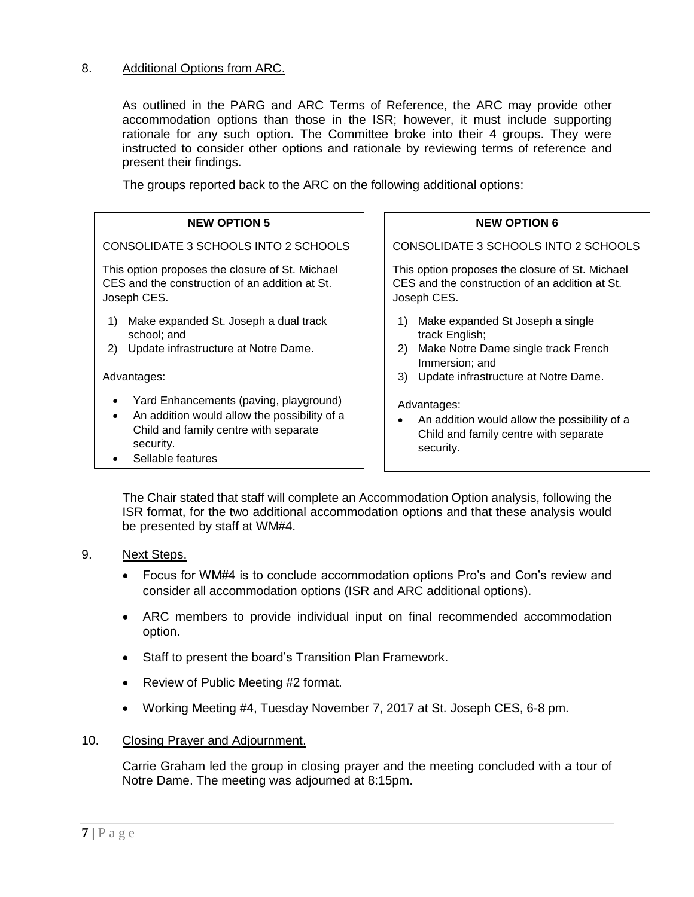8. Additional Options from ARC.

As outlined in the PARG and ARC Terms of Reference, the ARC may provide other accommodation options than those in the ISR; however, it must include supporting rationale for any such option. The Committee broke into their 4 groups. They were instructed to consider other options and rationale by reviewing terms of reference and present their findings.

The groups reported back to the ARC on the following additional options:

**NEW OPTION 5**

CONSOLIDATE 3 SCHOOLS INTO 2 SCHOOLS

This option proposes the closure of St. Michael CES and the construction of an addition at St. Joseph CES.

1) Make expanded St. Joseph a dual track school; and
2) Update infrastructure at Notre Dame.

Advantages:

- Yard Enhancements (paving, playground)
- An addition would allow the possibility of a Child and family centre with separate security.
- Sellable features

**NEW OPTION 6**

CONSOLIDATE 3 SCHOOLS INTO 2 SCHOOLS

This option proposes the closure of St. Michael CES and the construction of an addition at St. Joseph CES.

1) Make expanded St Joseph a single track English;
2) Make Notre Dame single track French Immersion; and
3) Update infrastructure at Notre Dame.

Advantages:

- An addition would allow the possibility of a Child and family centre with separate security.

The Chair stated that staff will complete an Accommodation Option analysis, following the ISR format, for the two additional accommodation options and that these analysis would be presented by staff at WM#4.

9. Next Steps.

- Focus for WM#4 is to conclude accommodation options Pro's and Con's review and consider all accommodation options (ISR and ARC additional options).
- ARC members to provide individual input on final recommended accommodation option.
- Staff to present the board's Transition Plan Framework.
- Review of Public Meeting #2 format.
- Working Meeting #4, Tuesday November 7, 2017 at St. Joseph CES, 6-8 pm.

10. Closing Prayer and Adjournment.

Carrie Graham led the group in closing prayer and the meeting concluded with a tour of Notre Dame. The meeting was adjourned at 8:15pm.